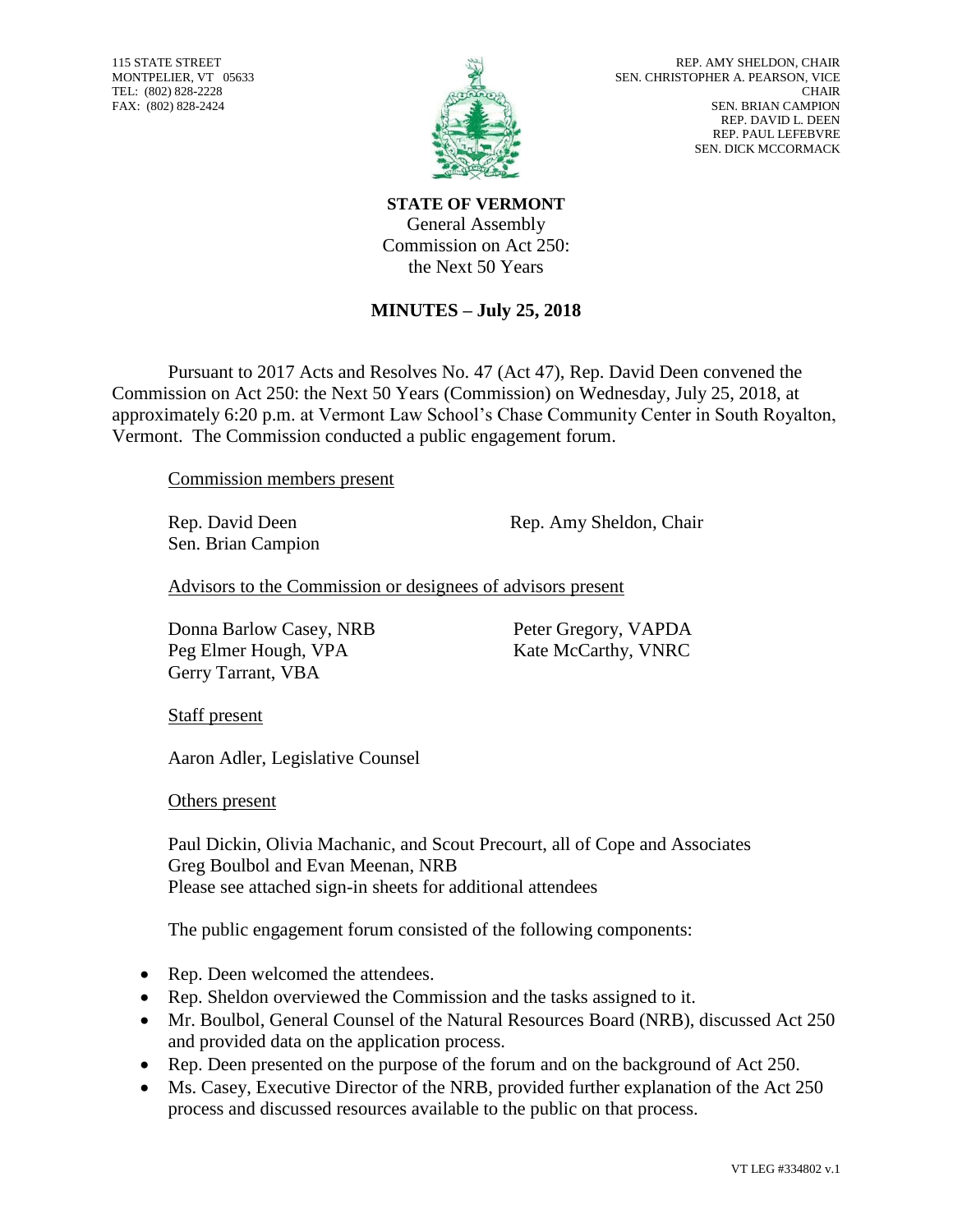115 STATE STREET
MONTPELIER, VT 05633
TEL: (802) 828-2228
FAX: (802) 828-2424

REP. AMY SHELDON, CHAIR
SEN. CHRISTOPHER A. PEARSON, VICE CHAIR
SEN. BRIAN CAMPION
REP. DAVID L. DEEN
REP. PAUL LEFEBVRE
SEN. DICK MCCORMACK

**STATE OF VERMONT**
General Assembly
Commission on Act 250:
the Next 50 Years

## MINUTES – July 25, 2018

Pursuant to 2017 Acts and Resolves No. 47 (Act 47), Rep. David Deen convened the Commission on Act 250: the Next 50 Years (Commission) on Wednesday, July 25, 2018, at approximately 6:20 p.m. at Vermont Law School's Chase Community Center in South Royalton, Vermont. The Commission conducted a public engagement forum.

Commission members present

Rep. David Deen
Sen. Brian Campion
Rep. Amy Sheldon, Chair

Advisors to the Commission or designees of advisors present

Donna Barlow Casey, NRB
Peg Elmer Hough, VPA
Gerry Tarrant, VBA
Peter Gregory, VAPDA
Kate McCarthy, VNRC

Staff present

Aaron Adler, Legislative Counsel

Others present

Paul Dickin, Olivia Machanic, and Scout Precourt, all of Cope and Associates
Greg Boulbol and Evan Meenan, NRB
Please see attached sign-in sheets for additional attendees

The public engagement forum consisted of the following components:

- Rep. Deen welcomed the attendees.
- Rep. Sheldon overviewed the Commission and the tasks assigned to it.
- Mr. Boulbol, General Counsel of the Natural Resources Board (NRB), discussed Act 250 and provided data on the application process.
- Rep. Deen presented on the purpose of the forum and on the background of Act 250.
- Ms. Casey, Executive Director of the NRB, provided further explanation of the Act 250 process and discussed resources available to the public on that process.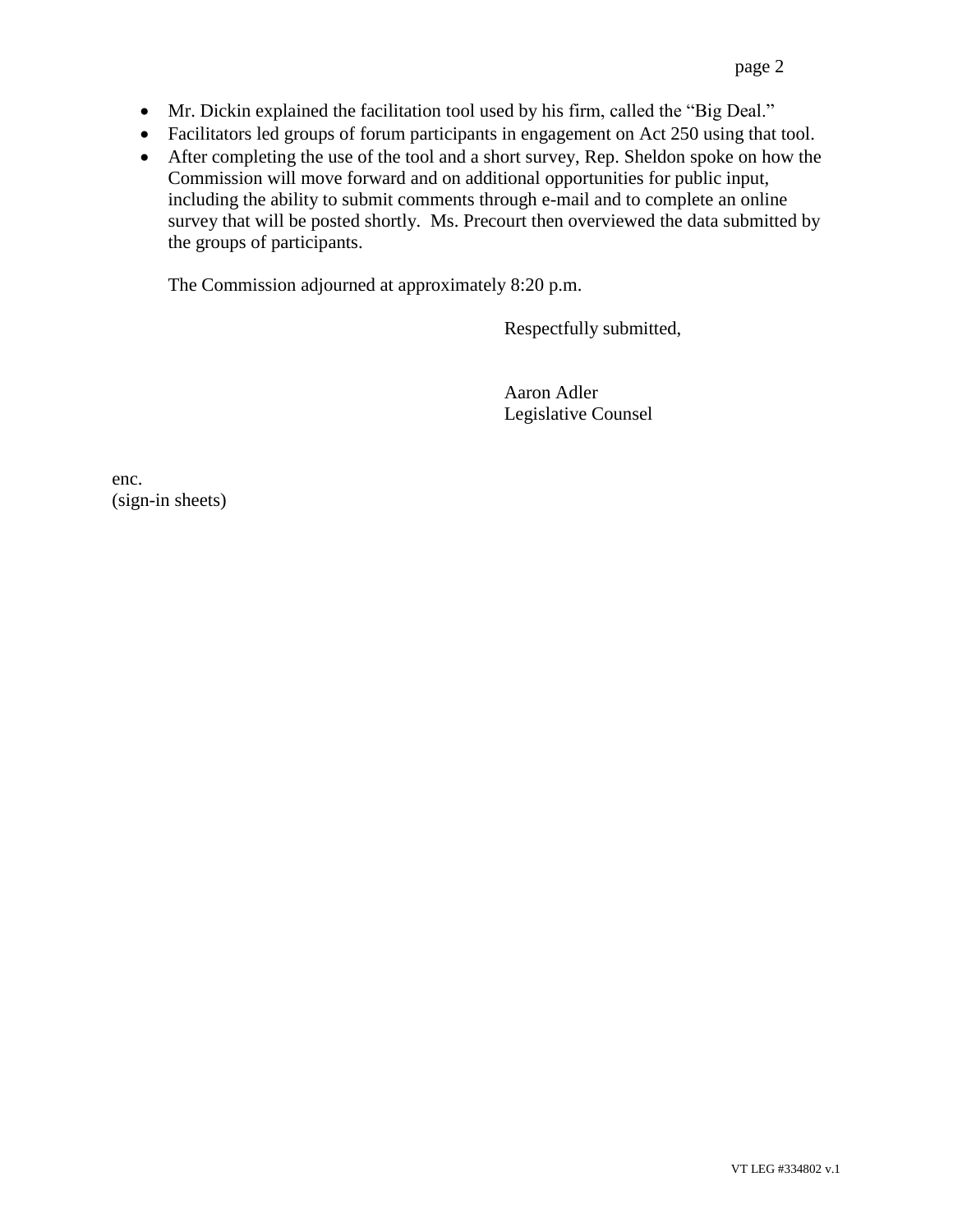- Mr. Dickin explained the facilitation tool used by his firm, called the "Big Deal."
- Facilitators led groups of forum participants in engagement on Act 250 using that tool.
- After completing the use of the tool and a short survey, Rep. Sheldon spoke on how the Commission will move forward and on additional opportunities for public input, including the ability to submit comments through e-mail and to complete an online survey that will be posted shortly. Ms. Precourt then overviewed the data submitted by the groups of participants.

The Commission adjourned at approximately 8:20 p.m.

Respectfully submitted,

Aaron Adler
Legislative Counsel

enc.
(sign-in sheets)

VT LEG #334802 v.1